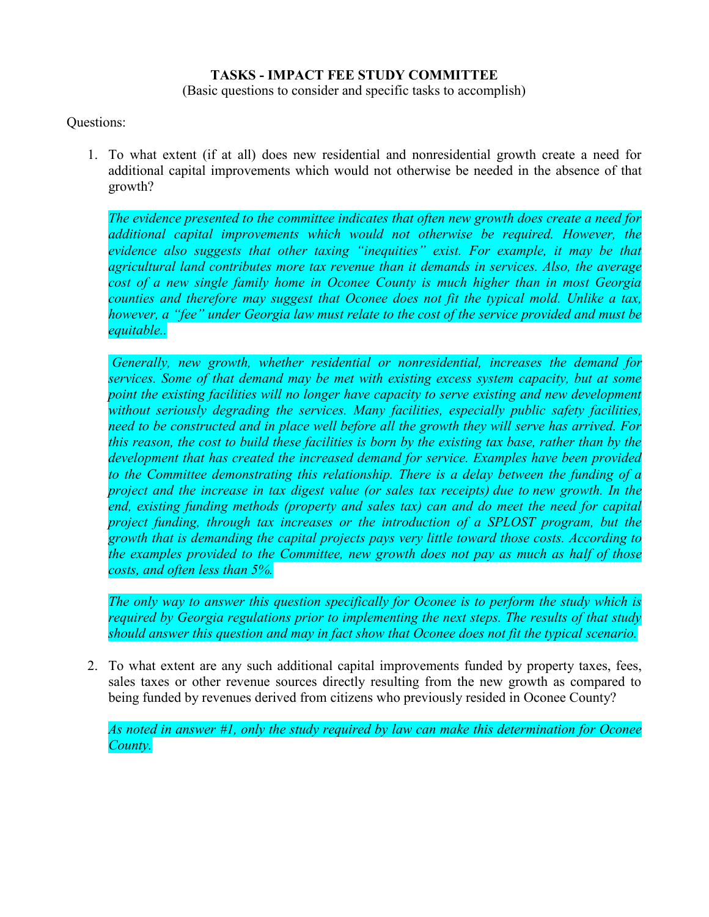**TASKS - IMPACT FEE STUDY COMMITTEE**

(Basic questions to consider and specific tasks to accomplish)

Questions:

1. To what extent (if at all) does new residential and nonresidential growth create a need for additional capital improvements which would not otherwise be needed in the absence of that growth?

   *The evidence presented to the committee indicates that often new growth does create a need for additional capital improvements which would not otherwise be required. However, the evidence also suggests that other taxing "inequities" exist. For example, it may be that agricultural land contributes more tax revenue than it demands in services. Also, the average cost of a new single family home in Oconee County is much higher than in most Georgia counties and therefore may suggest that Oconee does not fit the typical mold. Unlike a tax, however, a "fee" under Georgia law must relate to the cost of the service provided and must be equitable..*

   *Generally, new growth, whether residential or nonresidential, increases the demand for services. Some of that demand may be met with existing excess system capacity, but at some point the existing facilities will no longer have capacity to serve existing and new development without seriously degrading the services. Many facilities, especially public safety facilities, need to be constructed and in place well before all the growth they will serve has arrived. For this reason, the cost to build these facilities is born by the existing tax base, rather than by the development that has created the increased demand for service. Examples have been provided to the Committee demonstrating this relationship. There is a delay between the funding of a project and the increase in tax digest value (or sales tax receipts) due to new growth. In the end, existing funding methods (property and sales tax) can and do meet the need for capital project funding, through tax increases or the introduction of a SPLOST program, but the growth that is demanding the capital projects pays very little toward those costs. According to the examples provided to the Committee, new growth does not pay as much as half of those costs, and often less than 5%.*

   *The only way to answer this question specifically for Oconee is to perform the study which is required by Georgia regulations prior to implementing the next steps. The results of that study should answer this question and may in fact show that Oconee does not fit the typical scenario.*

2. To what extent are any such additional capital improvements funded by property taxes, fees, sales taxes or other revenue sources directly resulting from the new growth as compared to being funded by revenues derived from citizens who previously resided in Oconee County?

   *As noted in answer #1, only the study required by law can make this determination for Oconee County.*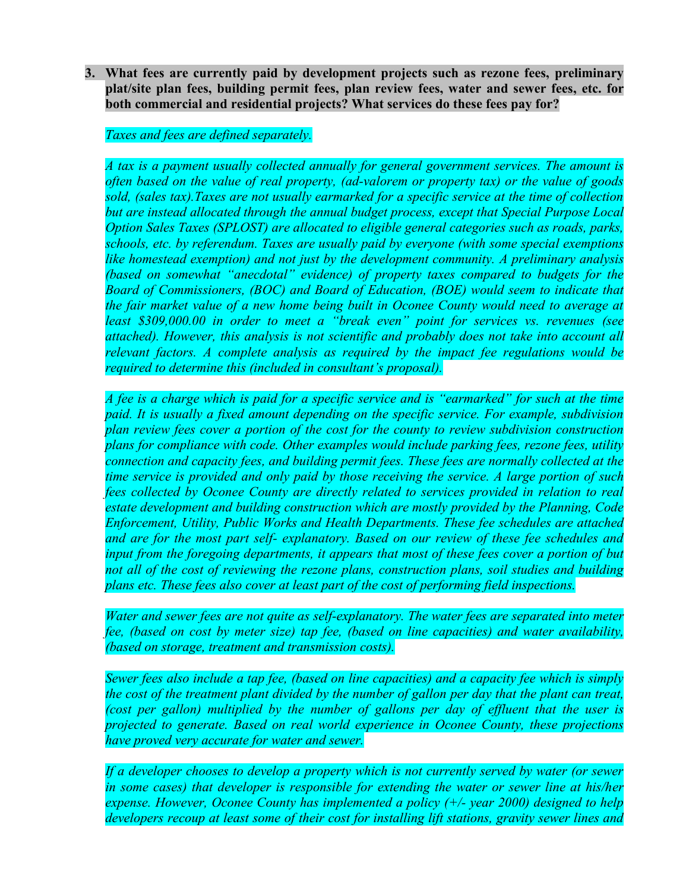**3. What fees are currently paid by development projects such as rezone fees, preliminary plat/site plan fees, building permit fees, plan review fees, water and sewer fees, etc. for both commercial and residential projects? What services do these fees pay for?**

*Taxes and fees are defined separately.*

*A tax is a payment usually collected annually for general government services. The amount is often based on the value of real property, (ad-valorem or property tax) or the value of goods sold, (sales tax).Taxes are not usually earmarked for a specific service at the time of collection but are instead allocated through the annual budget process, except that Special Purpose Local Option Sales Taxes (SPLOST) are allocated to eligible general categories such as roads, parks, schools, etc. by referendum. Taxes are usually paid by everyone (with some special exemptions like homestead exemption) and not just by the development community. A preliminary analysis (based on somewhat "anecdotal" evidence) of property taxes compared to budgets for the Board of Commissioners, (BOC) and Board of Education, (BOE) would seem to indicate that the fair market value of a new home being built in Oconee County would need to average at least $309,000.00 in order to meet a "break even" point for services vs. revenues (see attached). However, this analysis is not scientific and probably does not take into account all relevant factors. A complete analysis as required by the impact fee regulations would be required to determine this (included in consultant's proposal).*

*A fee is a charge which is paid for a specific service and is "earmarked" for such at the time paid. It is usually a fixed amount depending on the specific service. For example, subdivision plan review fees cover a portion of the cost for the county to review subdivision construction plans for compliance with code. Other examples would include parking fees, rezone fees, utility connection and capacity fees, and building permit fees. These fees are normally collected at the time service is provided and only paid by those receiving the service. A large portion of such fees collected by Oconee County are directly related to services provided in relation to real estate development and building construction which are mostly provided by the Planning, Code Enforcement, Utility, Public Works and Health Departments. These fee schedules are attached and are for the most part self- explanatory. Based on our review of these fee schedules and input from the foregoing departments, it appears that most of these fees cover a portion of but not all of the cost of reviewing the rezone plans, construction plans, soil studies and building plans etc. These fees also cover at least part of the cost of performing field inspections.*

*Water and sewer fees are not quite as self-explanatory. The water fees are separated into meter fee, (based on cost by meter size) tap fee, (based on line capacities) and water availability, (based on storage, treatment and transmission costs).*

*Sewer fees also include a tap fee, (based on line capacities) and a capacity fee which is simply the cost of the treatment plant divided by the number of gallon per day that the plant can treat, (cost per gallon) multiplied by the number of gallons per day of effluent that the user is projected to generate. Based on real world experience in Oconee County, these projections have proved very accurate for water and sewer.*

*If a developer chooses to develop a property which is not currently served by water (or sewer in some cases) that developer is responsible for extending the water or sewer line at his/her expense. However, Oconee County has implemented a policy (+/- year 2000) designed to help developers recoup at least some of their cost for installing lift stations, gravity sewer lines and*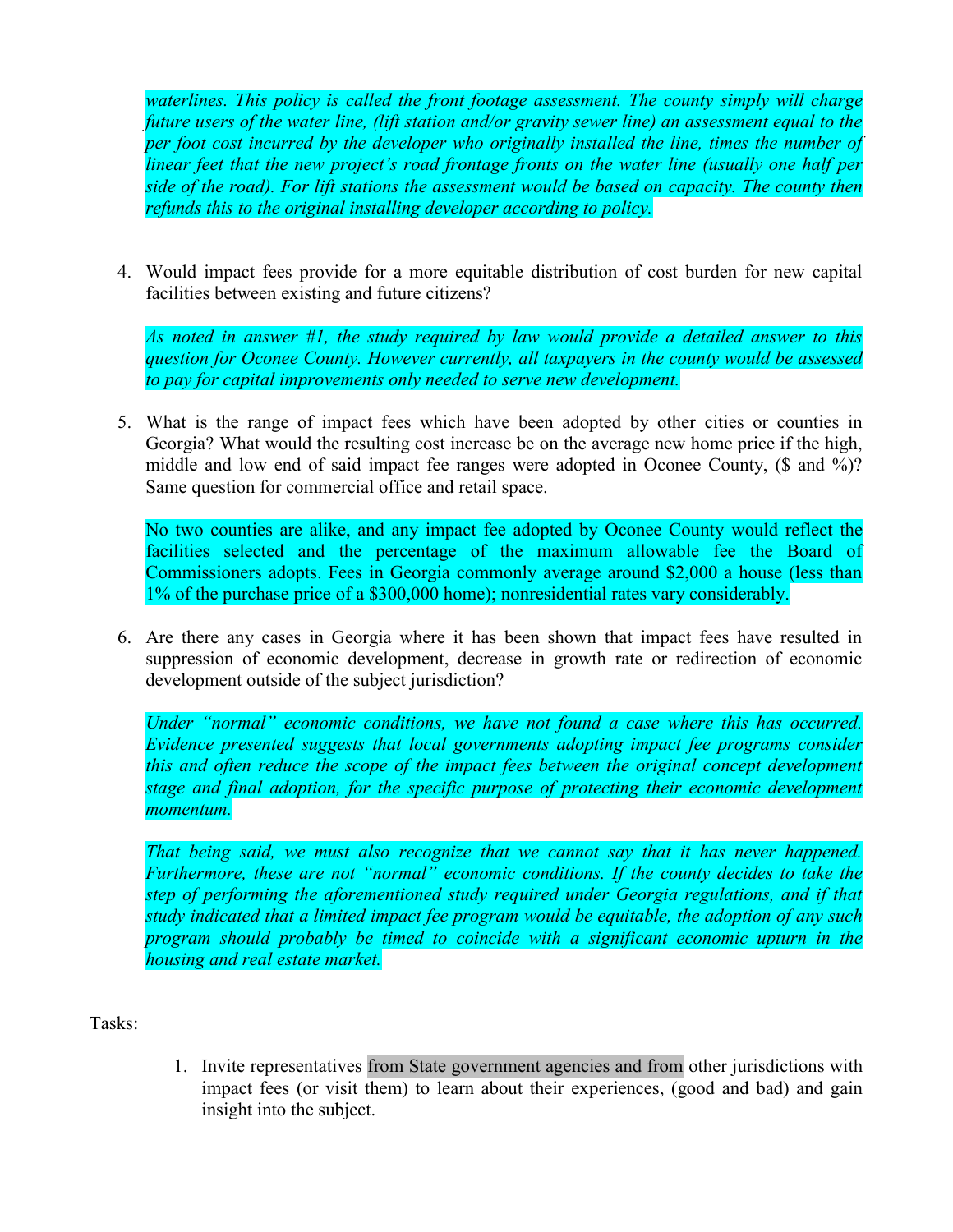*waterlines. This policy is called the front footage assessment. The county simply will charge future users of the water line, (lift station and/or gravity sewer line) an assessment equal to the per foot cost incurred by the developer who originally installed the line, times the number of linear feet that the new project's road frontage fronts on the water line (usually one half per side of the road). For lift stations the assessment would be based on capacity. The county then refunds this to the original installing developer according to policy.*

4. Would impact fees provide for a more equitable distribution of cost burden for new capital facilities between existing and future citizens?

   *As noted in answer #1, the study required by law would provide a detailed answer to this question for Oconee County. However currently, all taxpayers in the county would be assessed to pay for capital improvements only needed to serve new development.*

5. What is the range of impact fees which have been adopted by other cities or counties in Georgia? What would the resulting cost increase be on the average new home price if the high, middle and low end of said impact fee ranges were adopted in Oconee County, ($ and %)? Same question for commercial office and retail space.

   No two counties are alike, and any impact fee adopted by Oconee County would reflect the facilities selected and the percentage of the maximum allowable fee the Board of Commissioners adopts. Fees in Georgia commonly average around $2,000 a house (less than 1% of the purchase price of a $300,000 home); nonresidential rates vary considerably.

6. Are there any cases in Georgia where it has been shown that impact fees have resulted in suppression of economic development, decrease in growth rate or redirection of economic development outside of the subject jurisdiction?

   *Under "normal" economic conditions, we have not found a case where this has occurred. Evidence presented suggests that local governments adopting impact fee programs consider this and often reduce the scope of the impact fees between the original concept development stage and final adoption, for the specific purpose of protecting their economic development momentum.*

   *That being said, we must also recognize that we cannot say that it has never happened. Furthermore, these are not "normal" economic conditions. If the county decides to take the step of performing the aforementioned study required under Georgia regulations, and if that study indicated that a limited impact fee program would be equitable, the adoption of any such program should probably be timed to coincide with a significant economic upturn in the housing and real estate market.*

Tasks:

1. Invite representatives from State government agencies and from other jurisdictions with impact fees (or visit them) to learn about their experiences, (good and bad) and gain insight into the subject.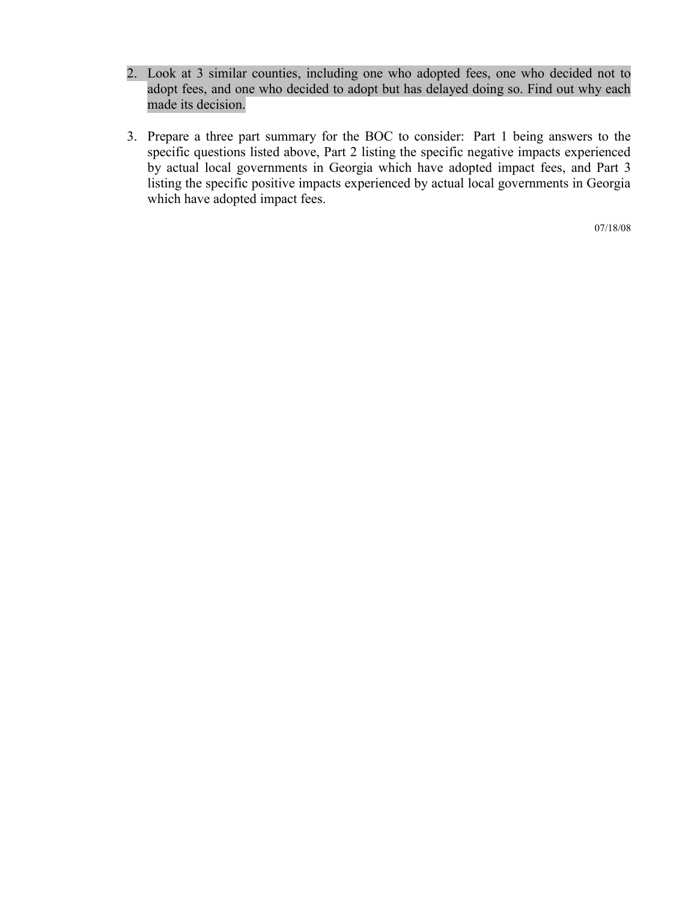2. Look at 3 similar counties, including one who adopted fees, one who decided not to adopt fees, and one who decided to adopt but has delayed doing so. Find out why each made its decision.

3. Prepare a three part summary for the BOC to consider: Part 1 being answers to the specific questions listed above, Part 2 listing the specific negative impacts experienced by actual local governments in Georgia which have adopted impact fees, and Part 3 listing the specific positive impacts experienced by actual local governments in Georgia which have adopted impact fees.

07/18/08